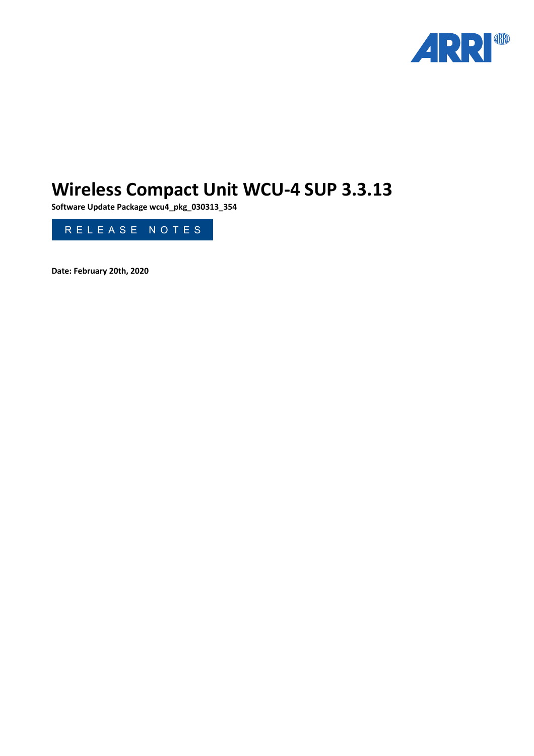# Wireless Compact Unit WCU-4 SUP 3.3.13

**Software Update Package wcu4_pkg_030313_354**

RELEASE NOTES

**Date: February 20th, 2020**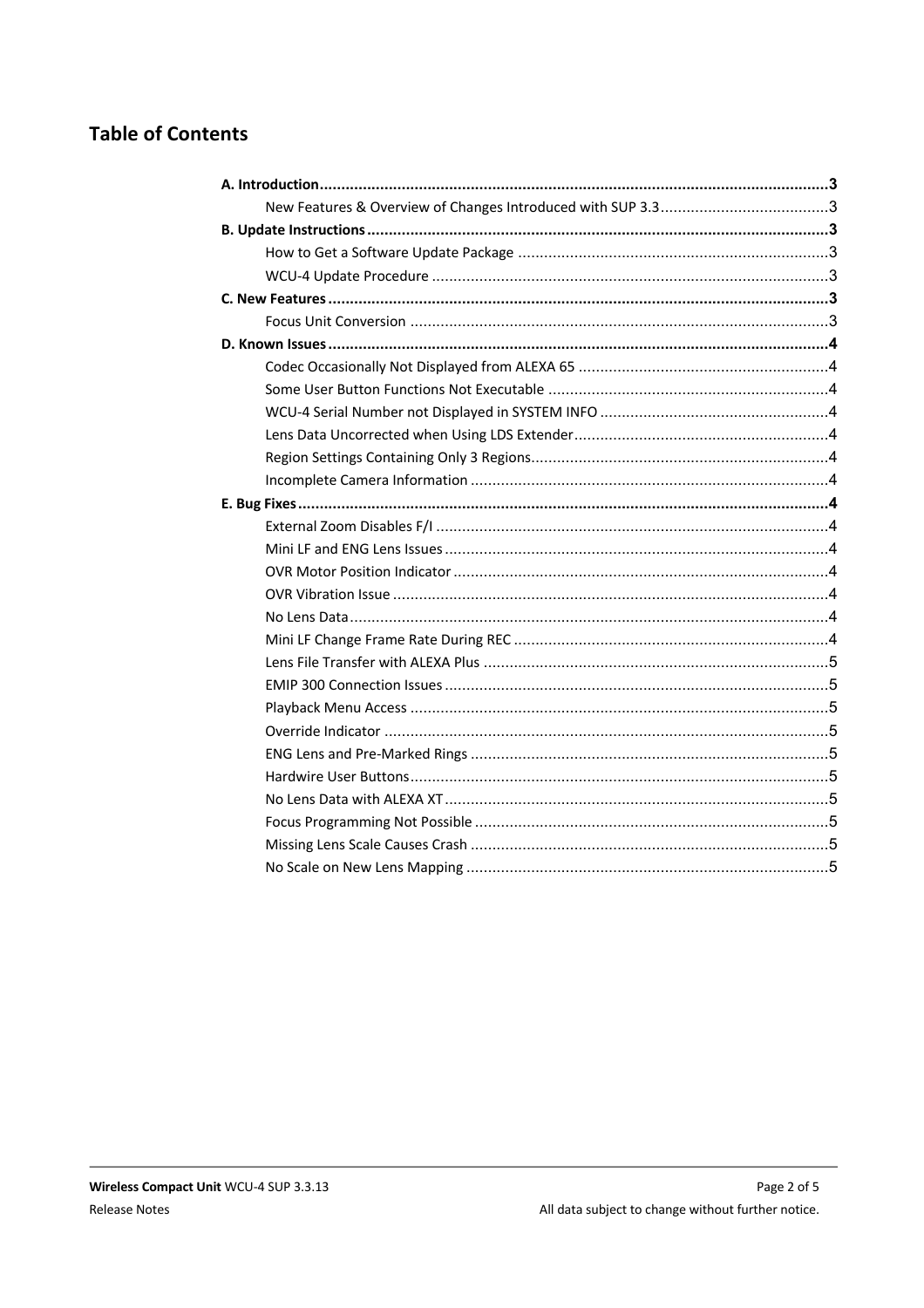# Table of Contents

**A. Introduction** ..................................................... **3**

- New Features & Overview of Changes Introduced with SUP 3.3 ..................... 3

**B. Update Instructions** ..................................................... **3**

- How to Get a Software Update Package ..................... 3
- WCU-4 Update Procedure ..................... 3

**C. New Features** ..................................................... **3**

- Focus Unit Conversion ..................... 3

**D. Known Issues** ..................................................... **4**

- Codec Occasionally Not Displayed from ALEXA 65 ..................... 4
- Some User Button Functions Not Executable ..................... 4
- WCU-4 Serial Number not Displayed in SYSTEM INFO ..................... 4
- Lens Data Uncorrected when Using LDS Extender ..................... 4
- Region Settings Containing Only 3 Regions ..................... 4
- Incomplete Camera Information ..................... 4

**E. Bug Fixes** ..................................................... **4**

- External Zoom Disables F/I ..................... 4
- Mini LF and ENG Lens Issues ..................... 4
- OVR Motor Position Indicator ..................... 4
- OVR Vibration Issue ..................... 4
- No Lens Data ..................... 4
- Mini LF Change Frame Rate During REC ..................... 4
- Lens File Transfer with ALEXA Plus ..................... 5
- EMIP 300 Connection Issues ..................... 5
- Playback Menu Access ..................... 5
- Override Indicator ..................... 5
- ENG Lens and Pre-Marked Rings ..................... 5
- Hardwire User Buttons ..................... 5
- No Lens Data with ALEXA XT ..................... 5
- Focus Programming Not Possible ..................... 5
- Missing Lens Scale Causes Crash ..................... 5
- No Scale on New Lens Mapping ..................... 5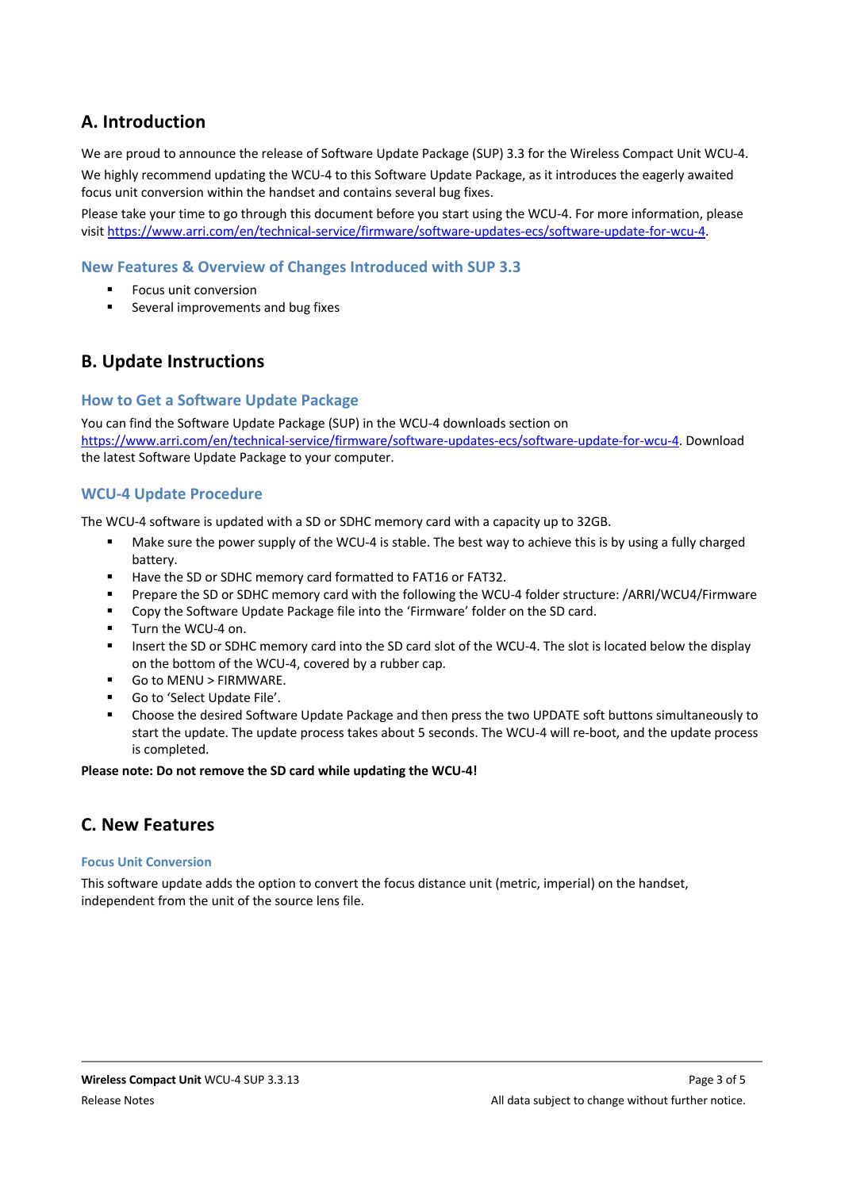## A. Introduction

We are proud to announce the release of Software Update Package (SUP) 3.3 for the Wireless Compact Unit WCU-4.

We highly recommend updating the WCU-4 to this Software Update Package, as it introduces the eagerly awaited focus unit conversion within the handset and contains several bug fixes.

Please take your time to go through this document before you start using the WCU-4. For more information, please visit https://www.arri.com/en/technical-service/firmware/software-updates-ecs/software-update-for-wcu-4.

### New Features & Overview of Changes Introduced with SUP 3.3

- Focus unit conversion
- Several improvements and bug fixes

## B. Update Instructions

### How to Get a Software Update Package

You can find the Software Update Package (SUP) in the WCU-4 downloads section on https://www.arri.com/en/technical-service/firmware/software-updates-ecs/software-update-for-wcu-4. Download the latest Software Update Package to your computer.

### WCU-4 Update Procedure

The WCU-4 software is updated with a SD or SDHC memory card with a capacity up to 32GB.

- Make sure the power supply of the WCU-4 is stable. The best way to achieve this is by using a fully charged battery.
- Have the SD or SDHC memory card formatted to FAT16 or FAT32.
- Prepare the SD or SDHC memory card with the following the WCU-4 folder structure: /ARRI/WCU4/Firmware
- Copy the Software Update Package file into the 'Firmware' folder on the SD card.
- Turn the WCU-4 on.
- Insert the SD or SDHC memory card into the SD card slot of the WCU-4. The slot is located below the display on the bottom of the WCU-4, covered by a rubber cap.
- Go to MENU > FIRMWARE.
- Go to 'Select Update File'.
- Choose the desired Software Update Package and then press the two UPDATE soft buttons simultaneously to start the update. The update process takes about 5 seconds. The WCU-4 will re-boot, and the update process is completed.

**Please note: Do not remove the SD card while updating the WCU-4!**

## C. New Features

#### Focus Unit Conversion

This software update adds the option to convert the focus distance unit (metric, imperial) on the handset, independent from the unit of the source lens file.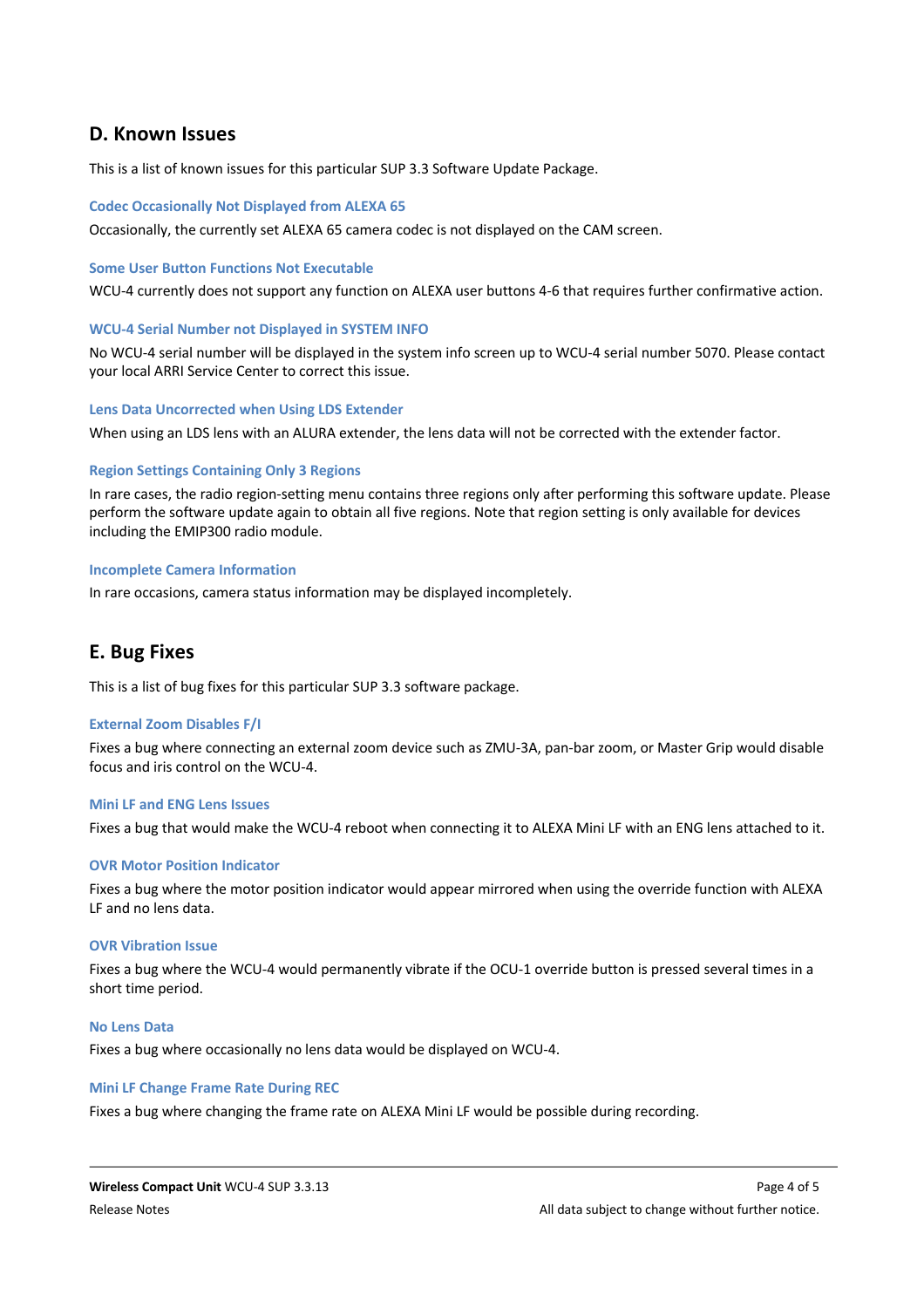## D. Known Issues

This is a list of known issues for this particular SUP 3.3 Software Update Package.

### Codec Occasionally Not Displayed from ALEXA 65

Occasionally, the currently set ALEXA 65 camera codec is not displayed on the CAM screen.

### Some User Button Functions Not Executable

WCU-4 currently does not support any function on ALEXA user buttons 4-6 that requires further confirmative action.

### WCU-4 Serial Number not Displayed in SYSTEM INFO

No WCU-4 serial number will be displayed in the system info screen up to WCU-4 serial number 5070. Please contact your local ARRI Service Center to correct this issue.

### Lens Data Uncorrected when Using LDS Extender

When using an LDS lens with an ALURA extender, the lens data will not be corrected with the extender factor.

### Region Settings Containing Only 3 Regions

In rare cases, the radio region-setting menu contains three regions only after performing this software update. Please perform the software update again to obtain all five regions. Note that region setting is only available for devices including the EMIP300 radio module.

### Incomplete Camera Information

In rare occasions, camera status information may be displayed incompletely.

## E. Bug Fixes

This is a list of bug fixes for this particular SUP 3.3 software package.

### External Zoom Disables F/I

Fixes a bug where connecting an external zoom device such as ZMU-3A, pan-bar zoom, or Master Grip would disable focus and iris control on the WCU-4.

### Mini LF and ENG Lens Issues

Fixes a bug that would make the WCU-4 reboot when connecting it to ALEXA Mini LF with an ENG lens attached to it.

### OVR Motor Position Indicator

Fixes a bug where the motor position indicator would appear mirrored when using the override function with ALEXA LF and no lens data.

### OVR Vibration Issue

Fixes a bug where the WCU-4 would permanently vibrate if the OCU-1 override button is pressed several times in a short time period.

### No Lens Data

Fixes a bug where occasionally no lens data would be displayed on WCU-4.

### Mini LF Change Frame Rate During REC

Fixes a bug where changing the frame rate on ALEXA Mini LF would be possible during recording.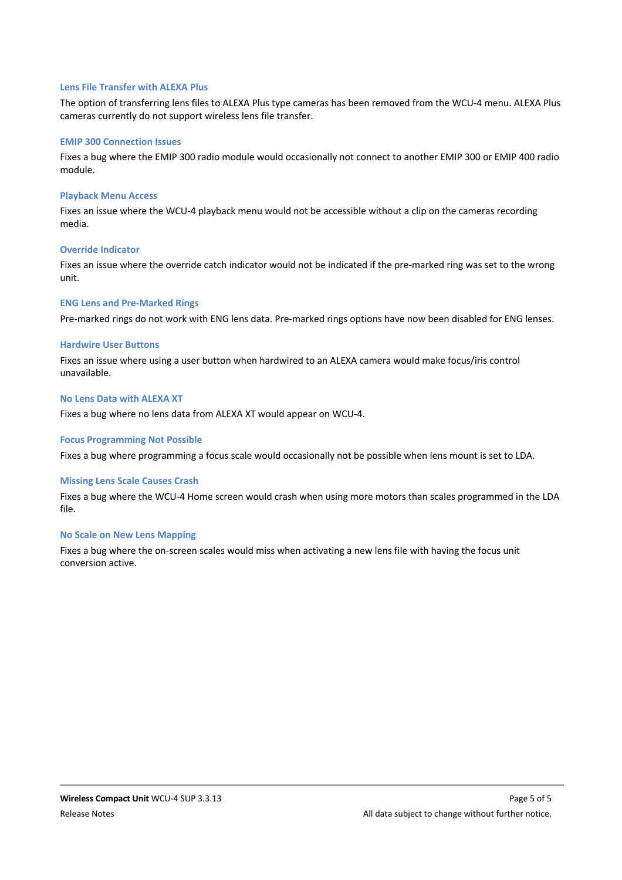### Lens File Transfer with ALEXA Plus

The option of transferring lens files to ALEXA Plus type cameras has been removed from the WCU-4 menu. ALEXA Plus cameras currently do not support wireless lens file transfer.

### EMIP 300 Connection Issues

Fixes a bug where the EMIP 300 radio module would occasionally not connect to another EMIP 300 or EMIP 400 radio module.

### Playback Menu Access

Fixes an issue where the WCU-4 playback menu would not be accessible without a clip on the cameras recording media.

### Override Indicator

Fixes an issue where the override catch indicator would not be indicated if the pre-marked ring was set to the wrong unit.

### ENG Lens and Pre-Marked Rings

Pre-marked rings do not work with ENG lens data. Pre-marked rings options have now been disabled for ENG lenses.

### Hardwire User Buttons

Fixes an issue where using a user button when hardwired to an ALEXA camera would make focus/iris control unavailable.

### No Lens Data with ALEXA XT

Fixes a bug where no lens data from ALEXA XT would appear on WCU-4.

### Focus Programming Not Possible

Fixes a bug where programming a focus scale would occasionally not be possible when lens mount is set to LDA.

### Missing Lens Scale Causes Crash

Fixes a bug where the WCU-4 Home screen would crash when using more motors than scales programmed in the LDA file.

### No Scale on New Lens Mapping

Fixes a bug where the on-screen scales would miss when activating a new lens file with having the focus unit conversion active.